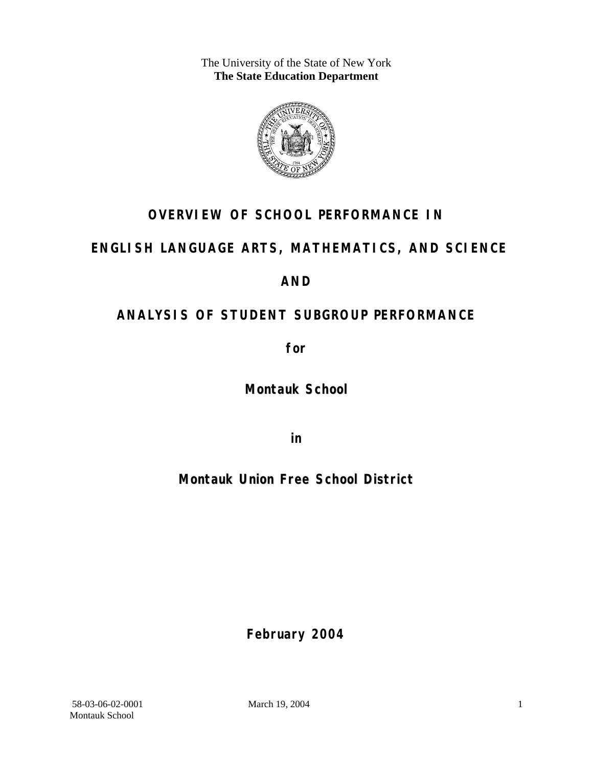The University of the State of New York
**The State Education Department**

# OVERVIEW OF SCHOOL PERFORMANCE IN

# ENGLISH LANGUAGE ARTS, MATHEMATICS, AND SCIENCE

# AND

# ANALYSIS OF STUDENT SUBGROUP PERFORMANCE

**for**

**Montauk School**

**in**

**Montauk Union Free School District**

**February 2004**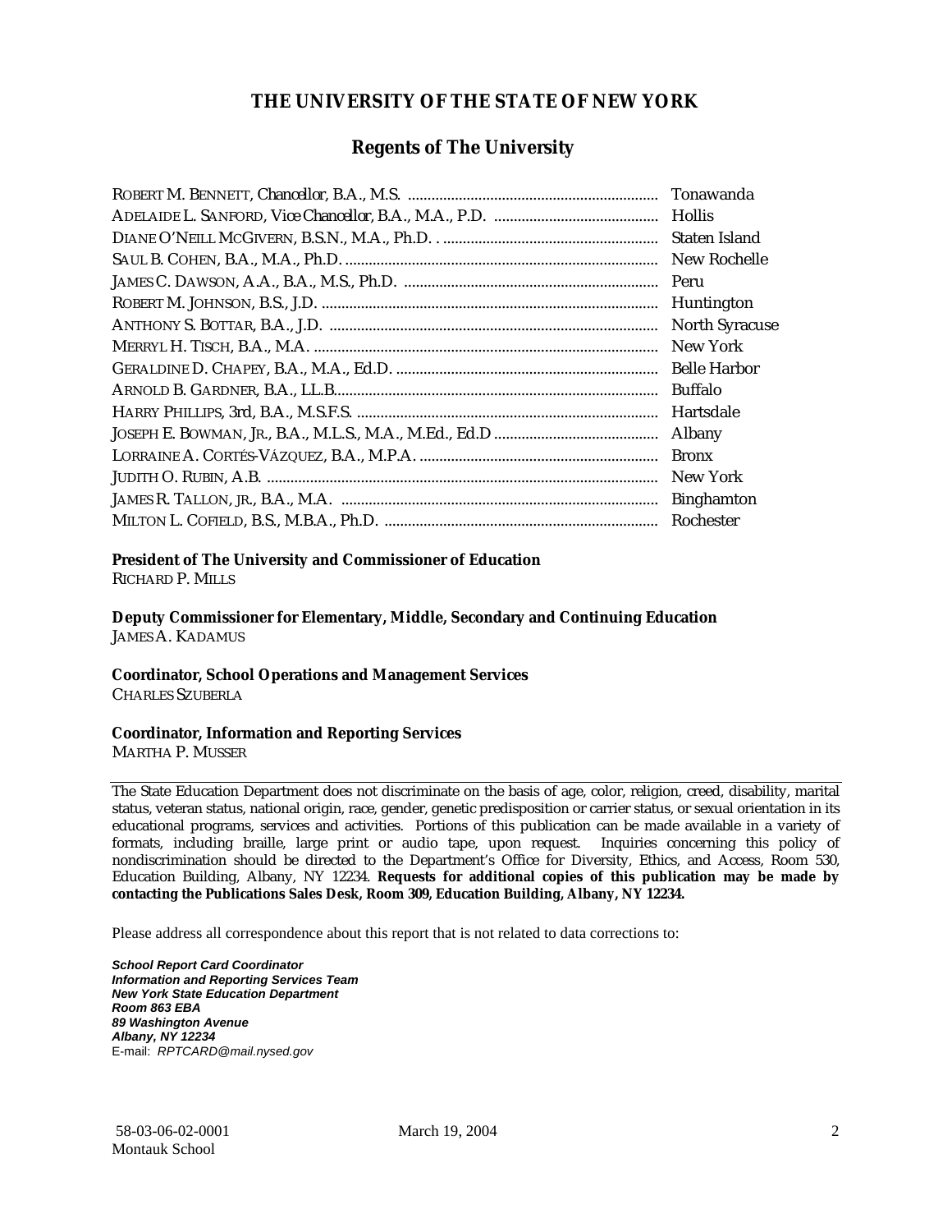# THE UNIVERSITY OF THE STATE OF NEW YORK

## Regents of The University

| | |
|---|---|
| ROBERT M. BENNETT, *Chancellor*, B.A., M.S. | Tonawanda |
| ADELAIDE L. SANFORD, *Vice Chancellor*, B.A., M.A., P.D. | Hollis |
| DIANE O'NEILL MCGIVERN, B.S.N., M.A., Ph.D. | Staten Island |
| SAUL B. COHEN, B.A., M.A., Ph.D. | New Rochelle |
| JAMES C. DAWSON, A.A., B.A., M.S., Ph.D. | Peru |
| ROBERT M. JOHNSON, B.S., J.D. | Huntington |
| ANTHONY S. BOTTAR, B.A., J.D. | North Syracuse |
| MERRYL H. TISCH, B.A., M.A. | New York |
| GERALDINE D. CHAPEY, B.A., M.A., Ed.D. | Belle Harbor |
| ARNOLD B. GARDNER, B.A., LL.B. | Buffalo |
| HARRY PHILLIPS, 3rd, B.A., M.S.F.S. | Hartsdale |
| JOSEPH E. BOWMAN, JR., B.A., M.L.S., M.A., M.Ed., Ed.D | Albany |
| LORRAINE A. CORTÉS-VÁZQUEZ, B.A., M.P.A. | Bronx |
| JUDITH O. RUBIN, A.B. | New York |
| JAMES R. TALLON, JR., B.A., M.A. | Binghamton |
| MILTON L. COFIELD, B.S., M.B.A., Ph.D. | Rochester |

**President of The University and Commissioner of Education**
RICHARD P. MILLS

**Deputy Commissioner for Elementary, Middle, Secondary and Continuing Education**
JAMES A. KADAMUS

**Coordinator, School Operations and Management Services**
CHARLES SZUBERLA

**Coordinator, Information and Reporting Services**
MARTHA P. MUSSER

---

The State Education Department does not discriminate on the basis of age, color, religion, creed, disability, marital status, veteran status, national origin, race, gender, genetic predisposition or carrier status, or sexual orientation in its educational programs, services and activities. Portions of this publication can be made available in a variety of formats, including braille, large print or audio tape, upon request. Inquiries concerning this policy of nondiscrimination should be directed to the Department's Office for Diversity, Ethics, and Access, Room 530, Education Building, Albany, NY 12234. **Requests for additional copies of this publication may be made by contacting the Publications Sales Desk, Room 309, Education Building, Albany, NY 12234.**

Please address all correspondence about this report that is not related to data corrections to:

***School Report Card Coordinator***
***Information and Reporting Services Team***
***New York State Education Department***
***Room 863 EBA***
***89 Washington Avenue***
***Albany, NY 12234***
E-mail: *RPTCARD@mail.nysed.gov*

58-03-06-02-0001 March 19, 2004
Montauk School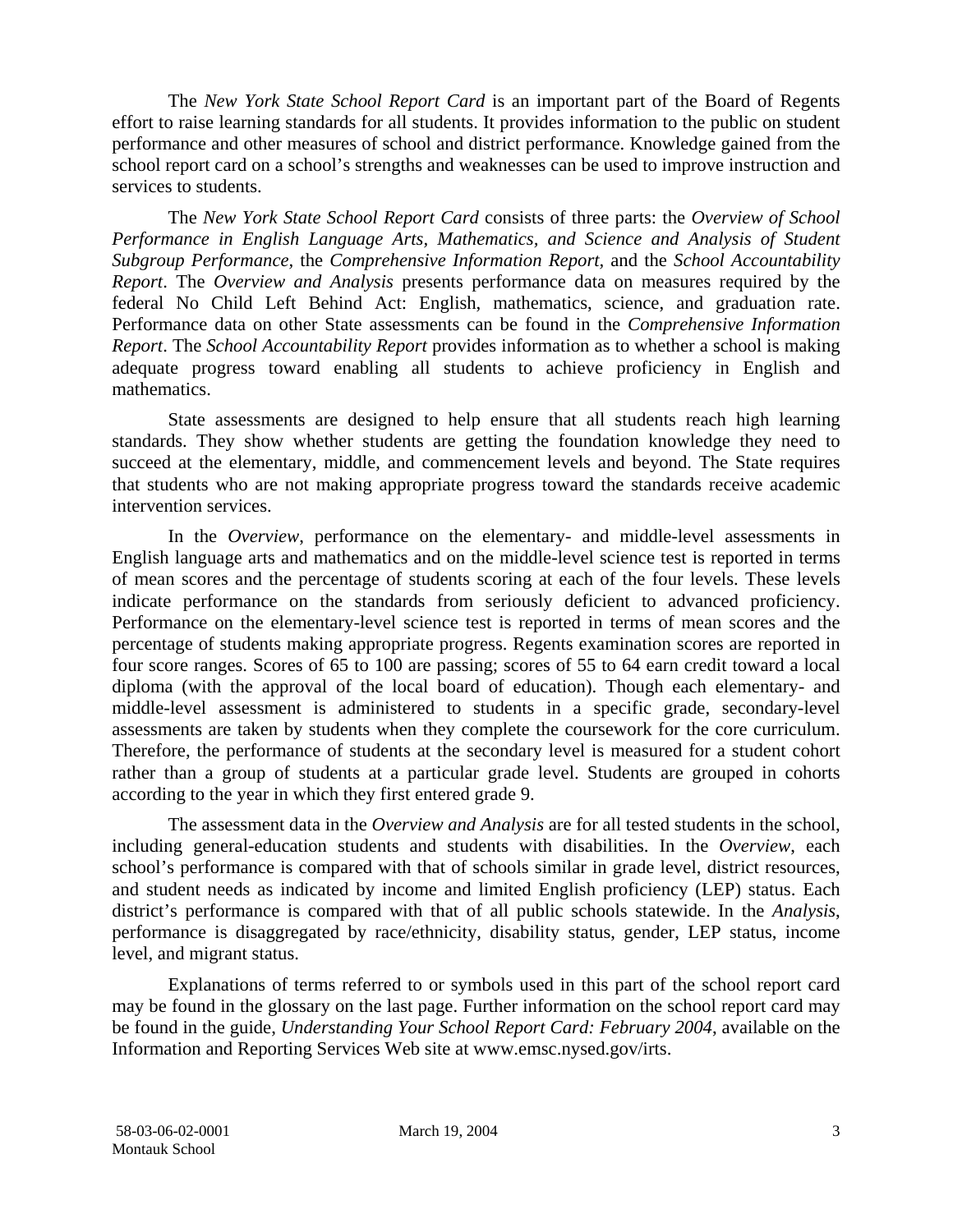The *New York State School Report Card* is an important part of the Board of Regents effort to raise learning standards for all students. It provides information to the public on student performance and other measures of school and district performance. Knowledge gained from the school report card on a school's strengths and weaknesses can be used to improve instruction and services to students.

The *New York State School Report Card* consists of three parts: the *Overview of School Performance in English Language Arts, Mathematics, and Science and Analysis of Student Subgroup Performance,* the *Comprehensive Information Report,* and the *School Accountability Report*. The *Overview and Analysis* presents performance data on measures required by the federal No Child Left Behind Act: English, mathematics, science, and graduation rate. Performance data on other State assessments can be found in the *Comprehensive Information Report*. The *School Accountability Report* provides information as to whether a school is making adequate progress toward enabling all students to achieve proficiency in English and mathematics.

State assessments are designed to help ensure that all students reach high learning standards. They show whether students are getting the foundation knowledge they need to succeed at the elementary, middle, and commencement levels and beyond. The State requires that students who are not making appropriate progress toward the standards receive academic intervention services.

In the *Overview*, performance on the elementary- and middle-level assessments in English language arts and mathematics and on the middle-level science test is reported in terms of mean scores and the percentage of students scoring at each of the four levels. These levels indicate performance on the standards from seriously deficient to advanced proficiency. Performance on the elementary-level science test is reported in terms of mean scores and the percentage of students making appropriate progress. Regents examination scores are reported in four score ranges. Scores of 65 to 100 are passing; scores of 55 to 64 earn credit toward a local diploma (with the approval of the local board of education). Though each elementary- and middle-level assessment is administered to students in a specific grade, secondary-level assessments are taken by students when they complete the coursework for the core curriculum. Therefore, the performance of students at the secondary level is measured for a student cohort rather than a group of students at a particular grade level. Students are grouped in cohorts according to the year in which they first entered grade 9.

The assessment data in the *Overview and Analysis* are for all tested students in the school, including general-education students and students with disabilities. In the *Overview*, each school's performance is compared with that of schools similar in grade level, district resources, and student needs as indicated by income and limited English proficiency (LEP) status. Each district's performance is compared with that of all public schools statewide. In the *Analysis*, performance is disaggregated by race/ethnicity, disability status, gender, LEP status, income level, and migrant status.

Explanations of terms referred to or symbols used in this part of the school report card may be found in the glossary on the last page. Further information on the school report card may be found in the guide, *Understanding Your School Report Card: February 2004*, available on the Information and Reporting Services Web site at www.emsc.nysed.gov/irts.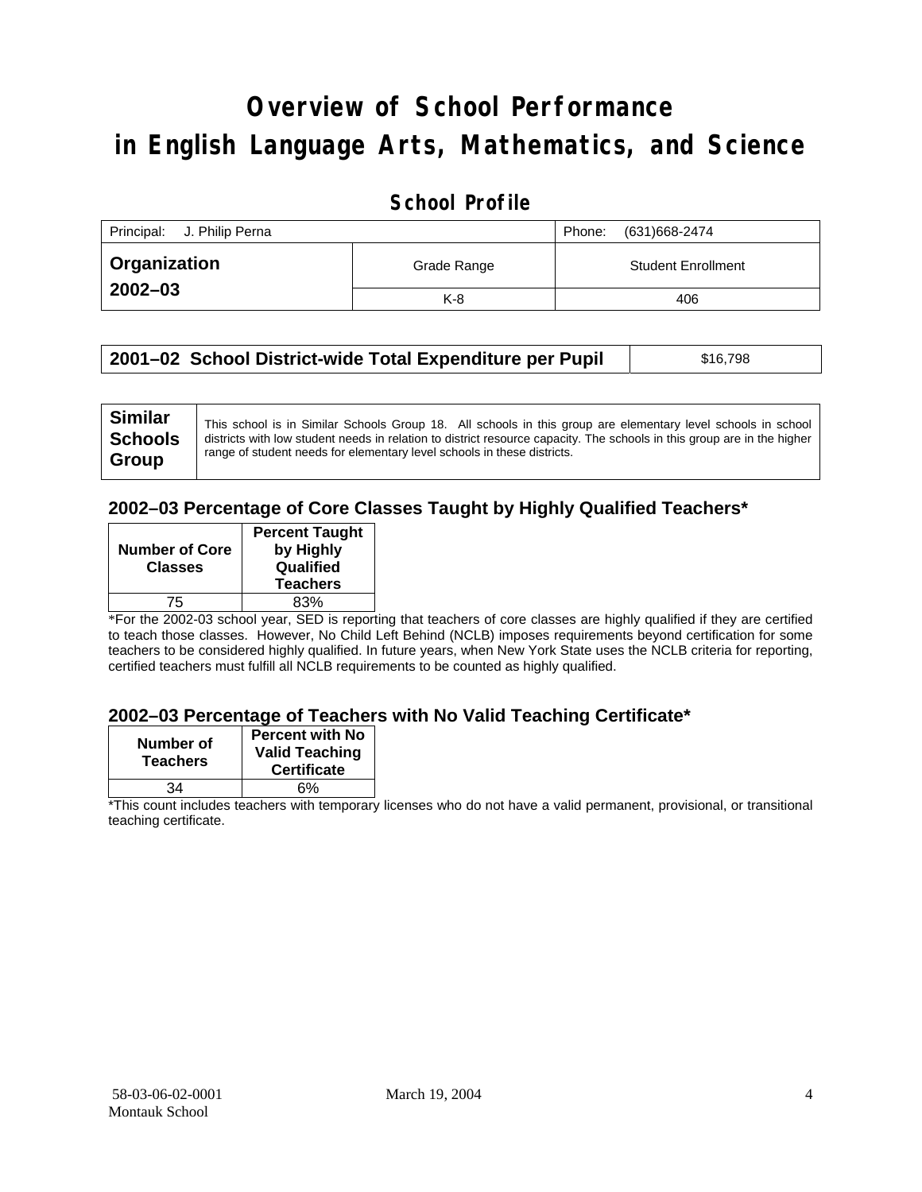# Overview of School Performance in English Language Arts, Mathematics, and Science

## School Profile

| Principal: J. Philip Perna | | Phone: (631)668-2474 |
|---|---|---|
| **Organization 2002–03** | Grade Range | Student Enrollment |
| | K-8 | 406 |

| **2001–02 School District-wide Total Expenditure per Pupil** | $16,798 |
|---|---|

| **Similar Schools Group** | This school is in Similar Schools Group 18. All schools in this group are elementary level schools in school districts with low student needs in relation to district resource capacity. The schools in this group are in the higher range of student needs for elementary level schools in these districts. |
|---|---|

### 2002–03 Percentage of Core Classes Taught by Highly Qualified Teachers*

| Number of Core Classes | Percent Taught by Highly Qualified Teachers |
|---|---|
| 75 | 83% |

*For the 2002-03 school year, SED is reporting that teachers of core classes are highly qualified if they are certified to teach those classes. However, No Child Left Behind (NCLB) imposes requirements beyond certification for some teachers to be considered highly qualified. In future years, when New York State uses the NCLB criteria for reporting, certified teachers must fulfill all NCLB requirements to be counted as highly qualified.

### 2002–03 Percentage of Teachers with No Valid Teaching Certificate*

| Number of Teachers | Percent with No Valid Teaching Certificate |
|---|---|
| 34 | 6% |

*This count includes teachers with temporary licenses who do not have a valid permanent, provisional, or transitional teaching certificate.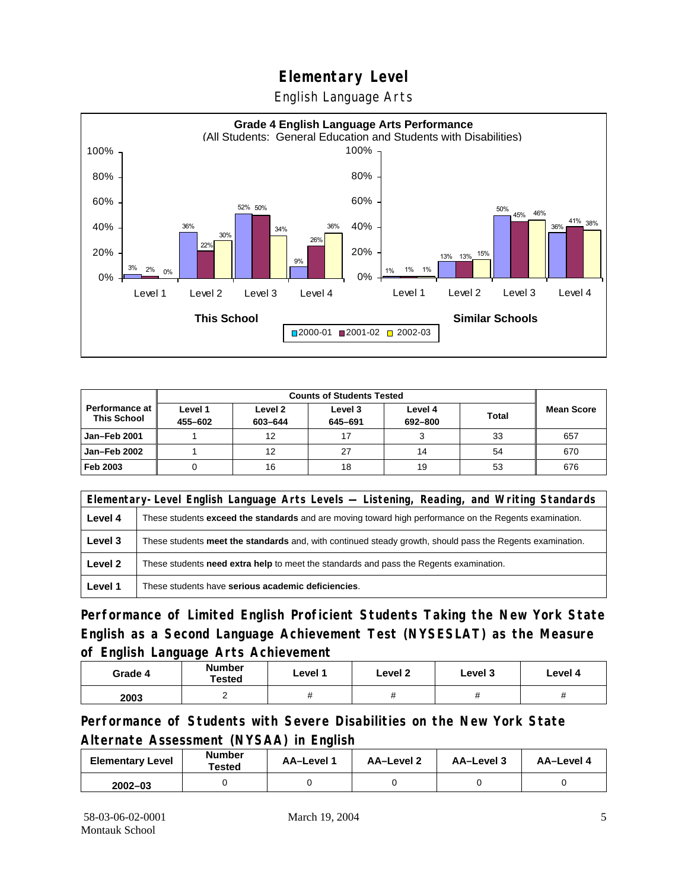# Elementary Level

English Language Arts

**Grade 4 English Language Arts Performance**
(All Students: General Education and Students with Disabilities)

| | This School 2000-01 | This School 2001-02 | This School 2002-03 | Similar Schools 2000-01 | Similar Schools 2001-02 | Similar Schools 2002-03 |
|---|---|---|---|---|---|---|
| Level 1 | 3% | 2% | 0% | 1% | 1% | 1% |
| Level 2 | 36% | 22% | 30% | 13% | 13% | 15% |
| Level 3 | 52% | 50% | 34% | 50% | 45% | 46% |
| Level 4 | 9% | 26% | 36% | 36% | 41% | 38% |

| Performance at This School | Counts of Students Tested | | | | | Mean Score |
|---|---|---|---|---|---|---|
| | Level 1 455–602 | Level 2 603–644 | Level 3 645–691 | Level 4 692–800 | Total | |
| Jan–Feb 2001 | 1 | 12 | 17 | 3 | 33 | 657 |
| Jan–Feb 2002 | 1 | 12 | 27 | 14 | 54 | 670 |
| Feb 2003 | 0 | 16 | 18 | 19 | 53 | 676 |

| Elementary-Level English Language Arts Levels — Listening, Reading, and Writing Standards | |
|---|---|
| Level 4 | These students **exceed the standards** and are moving toward high performance on the Regents examination. |
| Level 3 | These students **meet the standards** and, with continued steady growth, should pass the Regents examination. |
| Level 2 | These students **need extra help** to meet the standards and pass the Regents examination. |
| Level 1 | These students have **serious academic deficiencies**. |

## Performance of Limited English Proficient Students Taking the New York State English as a Second Language Achievement Test (NYSESLAT) as the Measure of English Language Arts Achievement

| Grade 4 | Number Tested | Level 1 | Level 2 | Level 3 | Level 4 |
|---|---|---|---|---|---|
| 2003 | 2 | # | # | # | # |

## Performance of Students with Severe Disabilities on the New York State Alternate Assessment (NYSAA) in English

| Elementary Level | Number Tested | AA–Level 1 | AA–Level 2 | AA–Level 3 | AA–Level 4 |
|---|---|---|---|---|---|
| 2002–03 | 0 | 0 | 0 | 0 | 0 |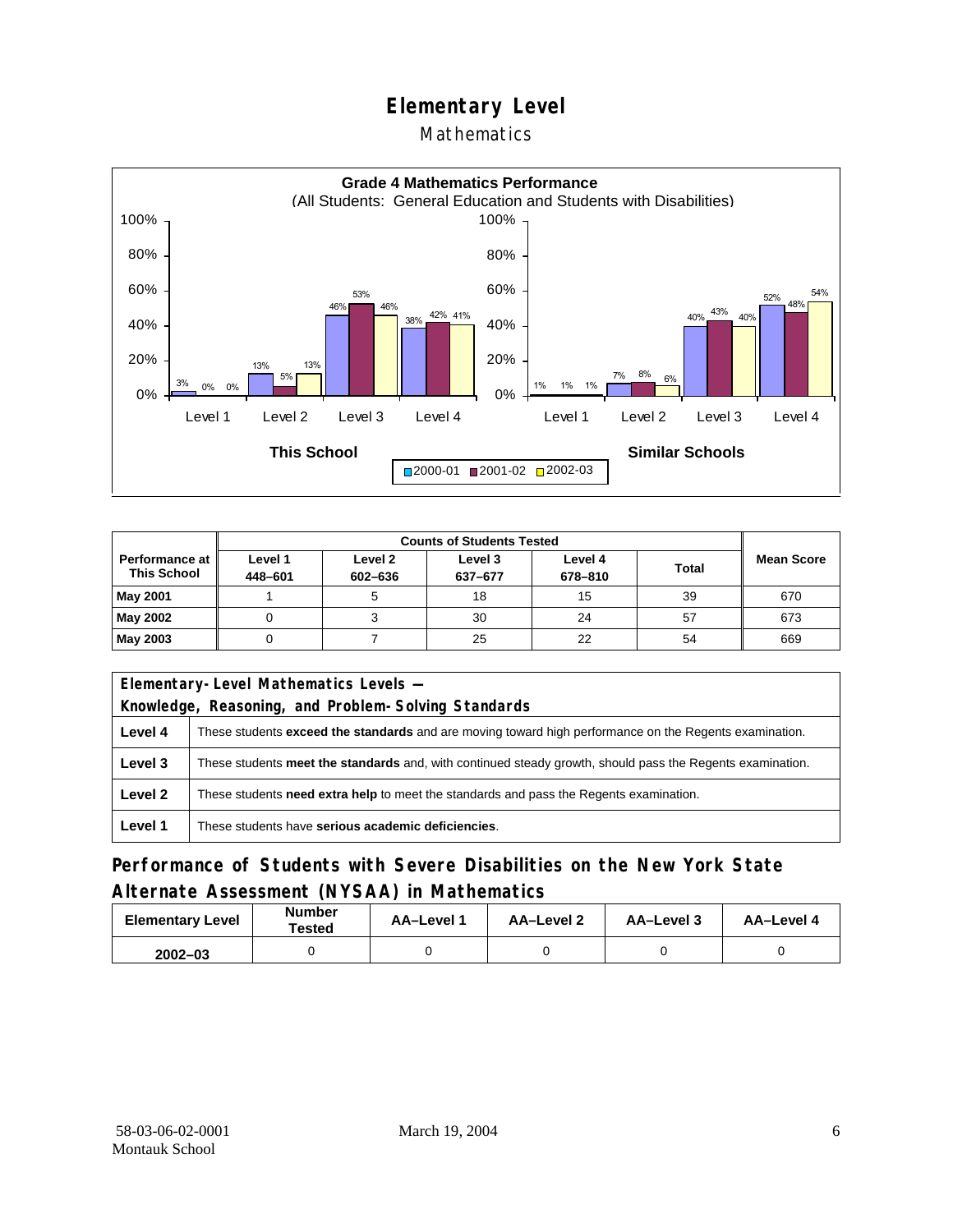# Elementary Level

## Mathematics

**Grade 4 Mathematics Performance**
(All Students: General Education and Students with Disabilities)

| | This School 2000-01 | This School 2001-02 | This School 2002-03 | Similar Schools 2000-01 | Similar Schools 2001-02 | Similar Schools 2002-03 |
|---|---|---|---|---|---|---|
| Level 1 | 3% | 0% | 0% | 1% | 1% | 1% |
| Level 2 | 13% | 5% | 13% | 7% | 8% | 6% |
| Level 3 | 46% | 53% | 46% | 40% | 43% | 40% |
| Level 4 | 38% | 42% | 41% | 52% | 48% | 54% |

| Performance at This School | Counts of Students Tested | | | | | Mean Score |
|---|---|---|---|---|---|---|
| | Level 1 448–601 | Level 2 602–636 | Level 3 637–677 | Level 4 678–810 | Total | |
| May 2001 | 1 | 5 | 18 | 15 | 39 | 670 |
| May 2002 | 0 | 3 | 30 | 24 | 57 | 673 |
| May 2003 | 0 | 7 | 25 | 22 | 54 | 669 |

| Elementary-Level Mathematics Levels — Knowledge, Reasoning, and Problem-Solving Standards | |
|---|---|
| Level 4 | These students **exceed the standards** and are moving toward high performance on the Regents examination. |
| Level 3 | These students **meet the standards** and, with continued steady growth, should pass the Regents examination. |
| Level 2 | These students **need extra help** to meet the standards and pass the Regents examination. |
| Level 1 | These students have **serious academic deficiencies**. |

## Performance of Students with Severe Disabilities on the New York State Alternate Assessment (NYSAA) in Mathematics

| Elementary Level | Number Tested | AA–Level 1 | AA–Level 2 | AA–Level 3 | AA–Level 4 |
|---|---|---|---|---|---|
| 2002–03 | 0 | 0 | 0 | 0 | 0 |

58-03-06-02-0001
Montauk School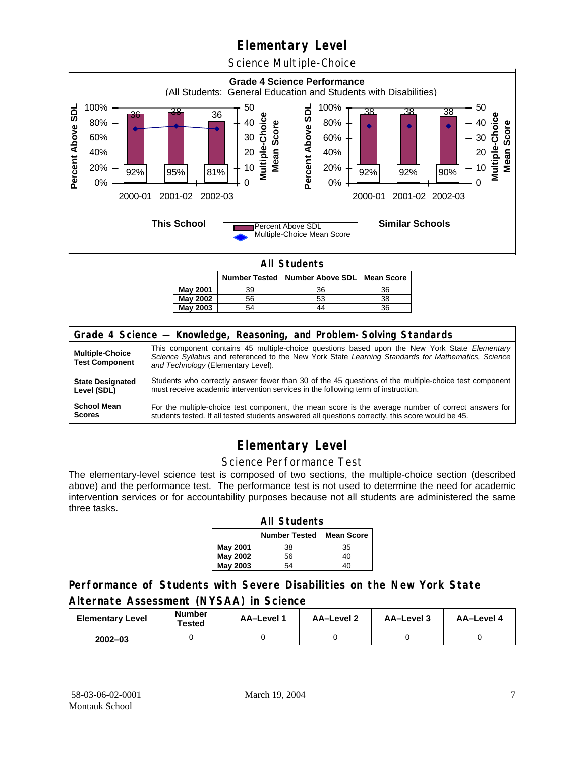# Elementary Level

## Science Multiple-Choice

**Grade 4 Science Performance**
(All Students: General Education and Students with Disabilities)

**This School**

| Year | Percent Above SDL | Multiple-Choice Mean Score |
|---|---|---|
| 2000-01 | 92% | 36 |
| 2001-02 | 95% | 38 |
| 2002-03 | 81% | 36 |

**Similar Schools**

| Year | Percent Above SDL | Multiple-Choice Mean Score |
|---|---|---|
| 2000-01 | 92% | 38 |
| 2001-02 | 92% | 38 |
| 2002-03 | 90% | 38 |

**All Students**

| | Number Tested | Number Above SDL | Mean Score |
|---|---|---|---|
| **May 2001** | 39 | 36 | 36 |
| **May 2002** | 56 | 53 | 38 |
| **May 2003** | 54 | 44 | 36 |

| Grade 4 Science — Knowledge, Reasoning, and Problem-Solving Standards | |
|---|---|
| **Multiple-Choice Test Component** | This component contains 45 multiple-choice questions based upon the New York State *Elementary Science Syllabus* and referenced to the New York State *Learning Standards for Mathematics, Science and Technology* (Elementary Level). |
| **State Designated Level (SDL)** | Students who correctly answer fewer than 30 of the 45 questions of the multiple-choice test component must receive academic intervention services in the following term of instruction. |
| **School Mean Scores** | For the multiple-choice test component, the mean score is the average number of correct answers for students tested. If all tested students answered all questions correctly, this score would be 45. |

# Elementary Level

## Science Performance Test

The elementary-level science test is composed of two sections, the multiple-choice section (described above) and the performance test. The performance test is not used to determine the need for academic intervention services or for accountability purposes because not all students are administered the same three tasks.

**All Students**

| | Number Tested | Mean Score |
|---|---|---|
| **May 2001** | 38 | 35 |
| **May 2002** | 56 | 40 |
| **May 2003** | 54 | 40 |

### Performance of Students with Severe Disabilities on the New York State Alternate Assessment (NYSAA) in Science

| Elementary Level | Number Tested | AA–Level 1 | AA–Level 2 | AA–Level 3 | AA–Level 4 |
|---|---|---|---|---|---|
| **2002–03** | 0 | 0 | 0 | 0 | 0 |

58-03-06-02-0001
Montauk School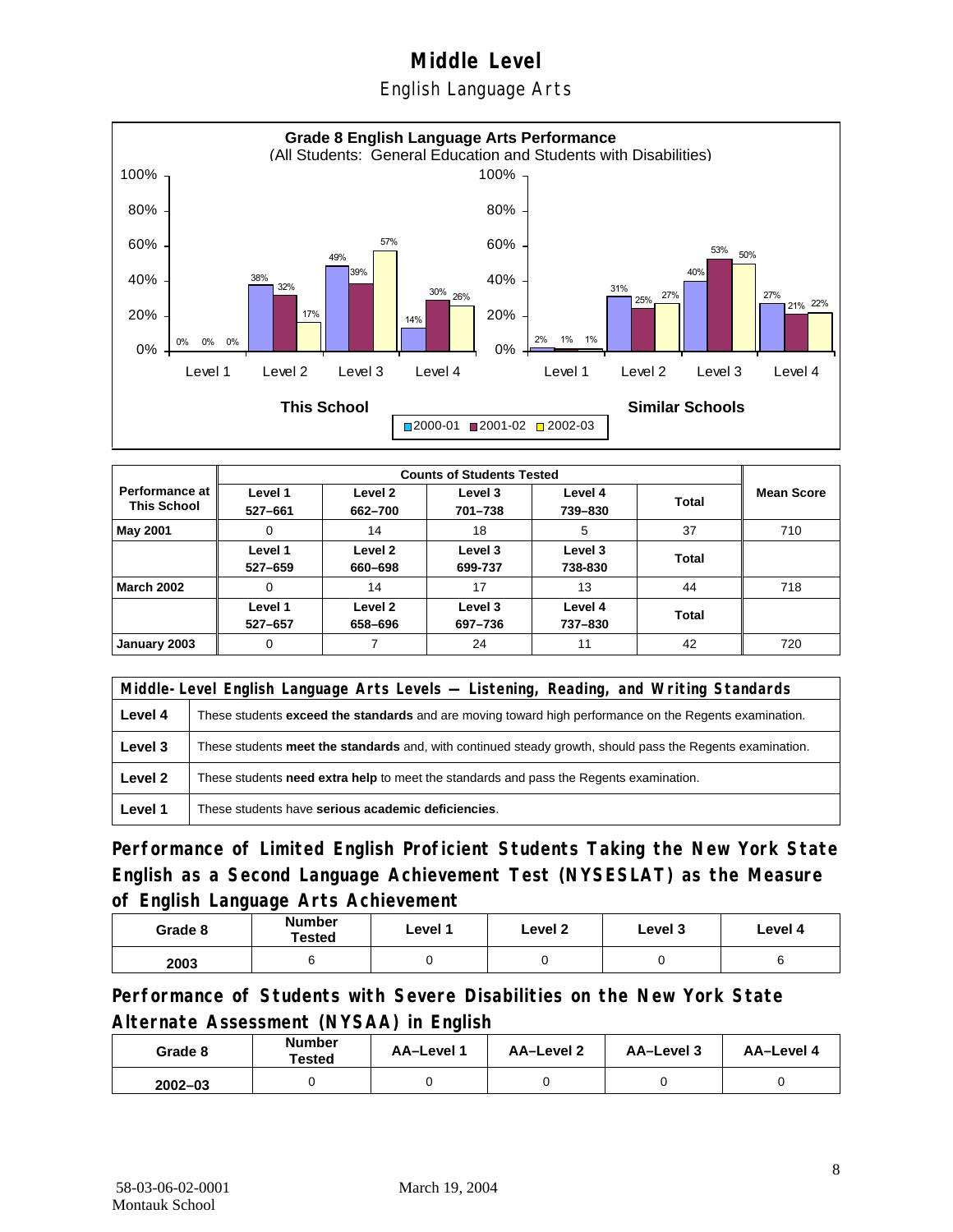# Middle Level

## English Language Arts

**Grade 8 English Language Arts Performance**
(All Students: General Education and Students with Disabilities)

| | This School 2000-01 | This School 2001-02 | This School 2002-03 | Similar Schools 2000-01 | Similar Schools 2001-02 | Similar Schools 2002-03 |
|---|---|---|---|---|---|---|
| Level 1 | 0% | 0% | 0% | 2% | 1% | 1% |
| Level 2 | 38% | 32% | 17% | 31% | 25% | 27% |
| Level 3 | 49% | 39% | 57% | 40% | 53% | 50% |
| Level 4 | 14% | 30% | 26% | 27% | 21% | 22% |

| Performance at This School | Counts of Students Tested | | | | | Mean Score |
|---|---|---|---|---|---|---|
| | Level 1<br>527–661 | Level 2<br>662–700 | Level 3<br>701–738 | Level 4<br>739–830 | Total | |
| **May 2001** | 0 | 14 | 18 | 5 | 37 | 710 |
| | Level 1<br>527–659 | Level 2<br>660–698 | Level 3<br>699-737 | Level 3<br>738-830 | Total | |
| **March 2002** | 0 | 14 | 17 | 13 | 44 | 718 |
| | Level 1<br>527–657 | Level 2<br>658–696 | Level 3<br>697–736 | Level 4<br>737–830 | Total | |
| **January 2003** | 0 | 7 | 24 | 11 | 42 | 720 |

| Middle-Level English Language Arts Levels — Listening, Reading, and Writing Standards | |
|---|---|
| **Level 4** | These students **exceed the standards** and are moving toward high performance on the Regents examination. |
| **Level 3** | These students **meet the standards** and, with continued steady growth, should pass the Regents examination. |
| **Level 2** | These students **need extra help** to meet the standards and pass the Regents examination. |
| **Level 1** | These students have **serious academic deficiencies**. |

## Performance of Limited English Proficient Students Taking the New York State English as a Second Language Achievement Test (NYSESLAT) as the Measure of English Language Arts Achievement

| Grade 8 | Number Tested | Level 1 | Level 2 | Level 3 | Level 4 |
|---|---|---|---|---|---|
| 2003 | 6 | 0 | 0 | 0 | 6 |

## Performance of Students with Severe Disabilities on the New York State Alternate Assessment (NYSAA) in English

| Grade 8 | Number Tested | AA–Level 1 | AA–Level 2 | AA–Level 3 | AA–Level 4 |
|---|---|---|---|---|---|
| 2002–03 | 0 | 0 | 0 | 0 | 0 |

58-03-06-02-0001 Montauk School — March 19, 2004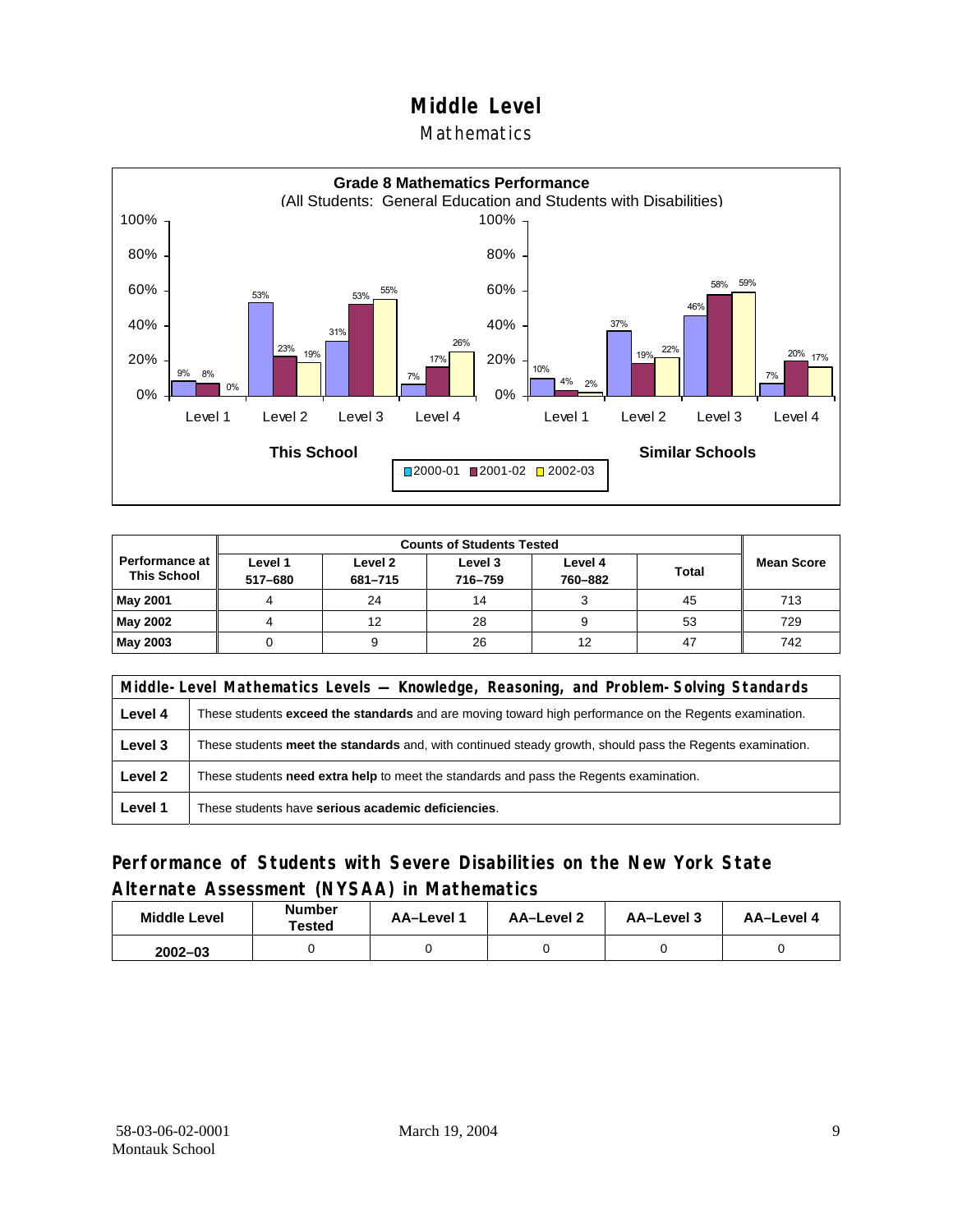# Middle Level

## Mathematics

**Grade 8 Mathematics Performance**
(All Students: General Education and Students with Disabilities)

| This School | 2000-01 | 2001-02 | 2002-03 |
|---|---|---|---|
| Level 1 | 9% | 8% | 0% |
| Level 2 | 53% | 23% | 19% |
| Level 3 | 31% | 53% | 55% |
| Level 4 | 7% | 17% | 26% |

| Similar Schools | 2000-01 | 2001-02 | 2002-03 |
|---|---|---|---|
| Level 1 | 10% | 4% | 2% |
| Level 2 | 37% | 19% | 22% |
| Level 3 | 46% | 58% | 59% |
| Level 4 | 7% | 20% | 17% |

| Performance at This School | Counts of Students Tested | | | | | Mean Score |
|---|---|---|---|---|---|---|
| | Level 1 517–680 | Level 2 681–715 | Level 3 716–759 | Level 4 760–882 | Total | |
| **May 2001** | 4 | 24 | 14 | 3 | 45 | 713 |
| **May 2002** | 4 | 12 | 28 | 9 | 53 | 729 |
| **May 2003** | 0 | 9 | 26 | 12 | 47 | 742 |

| Middle-Level Mathematics Levels — Knowledge, Reasoning, and Problem-Solving Standards | |
|---|---|
| **Level 4** | These students **exceed the standards** and are moving toward high performance on the Regents examination. |
| **Level 3** | These students **meet the standards** and, with continued steady growth, should pass the Regents examination. |
| **Level 2** | These students **need extra help** to meet the standards and pass the Regents examination. |
| **Level 1** | These students have **serious academic deficiencies**. |

## Performance of Students with Severe Disabilities on the New York State Alternate Assessment (NYSAA) in Mathematics

| Middle Level | Number Tested | AA–Level 1 | AA–Level 2 | AA–Level 3 | AA–Level 4 |
|---|---|---|---|---|---|
| 2002–03 | 0 | 0 | 0 | 0 | 0 |

58-03-06-02-0001
Montauk School

March 19, 2004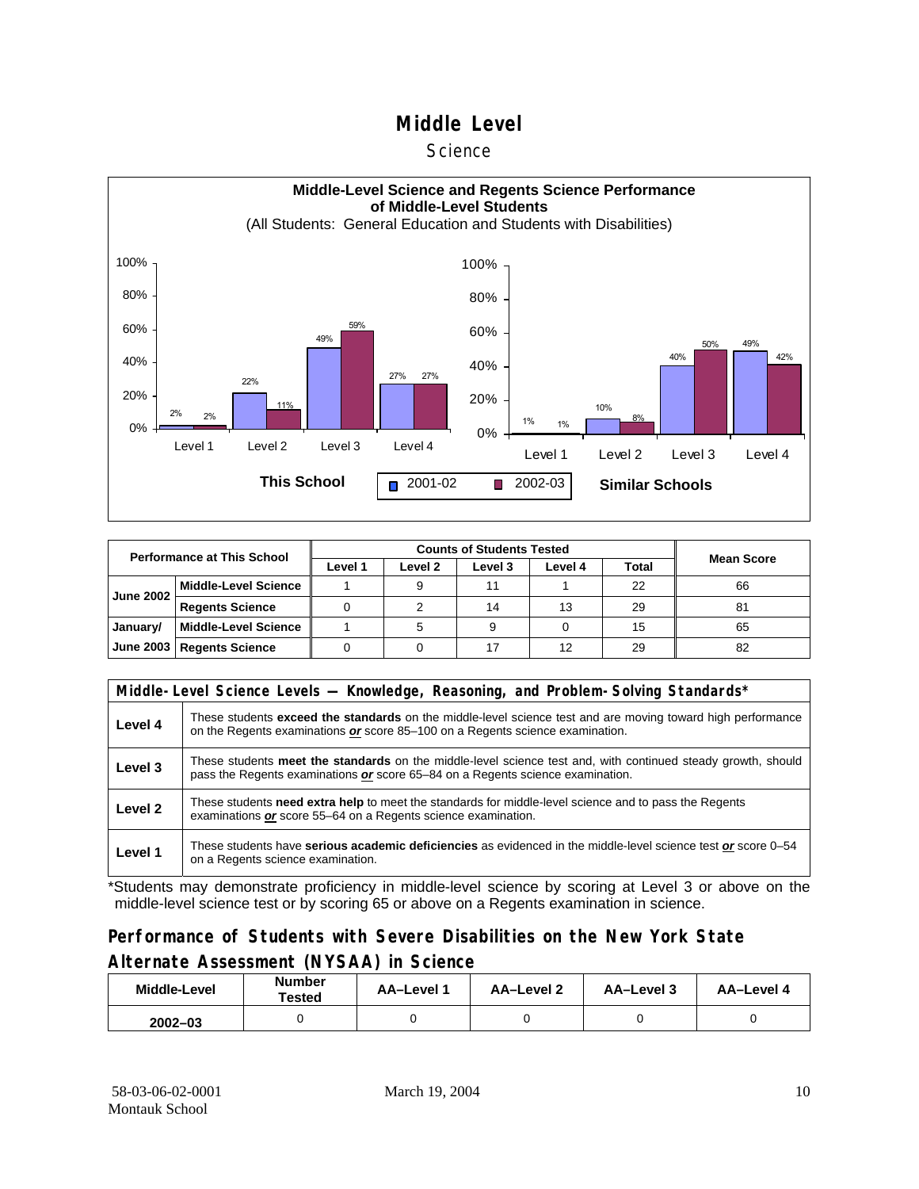# Middle Level

## Science

**Middle-Level Science and Regents Science Performance of Middle-Level Students**

(All Students: General Education and Students with Disabilities)

**This School**

| | 2001-02 | 2002-03 |
|---|---|---|
| Level 1 | 2% | 2% |
| Level 2 | 22% | 11% |
| Level 3 | 49% | 59% |
| Level 4 | 27% | 27% |

**Similar Schools**

| | 2001-02 | 2002-03 |
|---|---|---|
| Level 1 | 1% | 1% |
| Level 2 | 10% | 8% |
| Level 3 | 40% | 50% |
| Level 4 | 49% | 42% |

| Performance at This School | | Counts of Students Tested | | | | | Mean Score |
|---|---|---|---|---|---|---|---|
| | | Level 1 | Level 2 | Level 3 | Level 4 | Total | |
| June 2002 | Middle-Level Science | 1 | 9 | 11 | 1 | 22 | 66 |
| | Regents Science | 0 | 2 | 14 | 13 | 29 | 81 |
| January/ June 2003 | Middle-Level Science | 1 | 5 | 9 | 0 | 15 | 65 |
| | Regents Science | 0 | 0 | 17 | 12 | 29 | 82 |

| Middle-Level Science Levels — Knowledge, Reasoning, and Problem-Solving Standards* | |
|---|---|
| Level 4 | These students **exceed the standards** on the middle-level science test and are moving toward high performance on the Regents examinations ***or*** score 85–100 on a Regents science examination. |
| Level 3 | These students **meet the standards** on the middle-level science test and, with continued steady growth, should pass the Regents examinations ***or*** score 65–84 on a Regents science examination. |
| Level 2 | These students **need extra help** to meet the standards for middle-level science and to pass the Regents examinations ***or*** score 55–64 on a Regents science examination. |
| Level 1 | These students have **serious academic deficiencies** as evidenced in the middle-level science test ***or*** score 0–54 on a Regents science examination. |

*Students may demonstrate proficiency in middle-level science by scoring at Level 3 or above on the middle-level science test or by scoring 65 or above on a Regents examination in science.

## Performance of Students with Severe Disabilities on the New York State Alternate Assessment (NYSAA) in Science

| Middle-Level | Number Tested | AA–Level 1 | AA–Level 2 | AA–Level 3 | AA–Level 4 |
|---|---|---|---|---|---|
| 2002–03 | 0 | 0 | 0 | 0 | 0 |

58-03-06-02-0001
Montauk School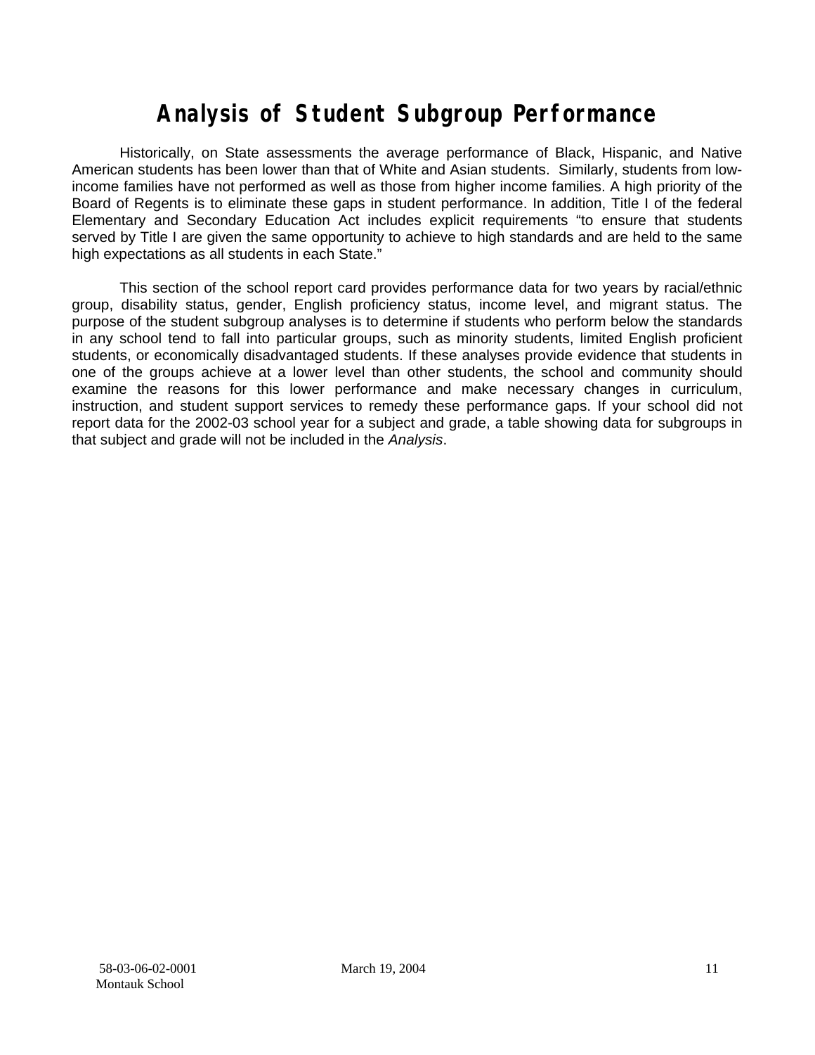# Analysis of Student Subgroup Performance

Historically, on State assessments the average performance of Black, Hispanic, and Native American students has been lower than that of White and Asian students. Similarly, students from low-income families have not performed as well as those from higher income families. A high priority of the Board of Regents is to eliminate these gaps in student performance. In addition, Title I of the federal Elementary and Secondary Education Act includes explicit requirements "to ensure that students served by Title I are given the same opportunity to achieve to high standards and are held to the same high expectations as all students in each State."

This section of the school report card provides performance data for two years by racial/ethnic group, disability status, gender, English proficiency status, income level, and migrant status. The purpose of the student subgroup analyses is to determine if students who perform below the standards in any school tend to fall into particular groups, such as minority students, limited English proficient students, or economically disadvantaged students. If these analyses provide evidence that students in one of the groups achieve at a lower level than other students, the school and community should examine the reasons for this lower performance and make necessary changes in curriculum, instruction, and student support services to remedy these performance gaps. If your school did not report data for the 2002-03 school year for a subject and grade, a table showing data for subgroups in that subject and grade will not be included in the *Analysis*.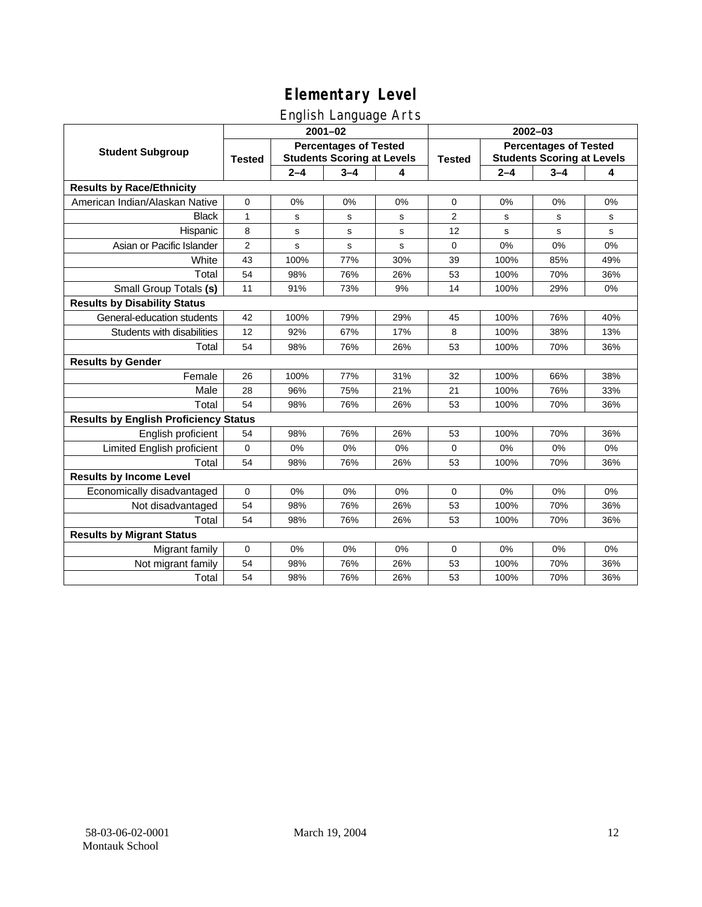# Elementary Level

## English Language Arts

| Student Subgroup | 2001–02 | | | | 2002–03 | | | |
|---|---|---|---|---|---|---|---|---|
| | Tested | Percentages of Tested Students Scoring at Levels | | | Tested | Percentages of Tested Students Scoring at Levels | | |
| | | 2–4 | 3–4 | 4 | | 2–4 | 3–4 | 4 |
| **Results by Race/Ethnicity** | | | | | | | | |
| American Indian/Alaskan Native | 0 | 0% | 0% | 0% | 0 | 0% | 0% | 0% |
| Black | 1 | s | s | s | 2 | s | s | s |
| Hispanic | 8 | s | s | s | 12 | s | s | s |
| Asian or Pacific Islander | 2 | s | s | s | 0 | 0% | 0% | 0% |
| White | 43 | 100% | 77% | 30% | 39 | 100% | 85% | 49% |
| Total | 54 | 98% | 76% | 26% | 53 | 100% | 70% | 36% |
| Small Group Totals **(s)** | 11 | 91% | 73% | 9% | 14 | 100% | 29% | 0% |
| **Results by Disability Status** | | | | | | | | |
| General-education students | 42 | 100% | 79% | 29% | 45 | 100% | 76% | 40% |
| Students with disabilities | 12 | 92% | 67% | 17% | 8 | 100% | 38% | 13% |
| Total | 54 | 98% | 76% | 26% | 53 | 100% | 70% | 36% |
| **Results by Gender** | | | | | | | | |
| Female | 26 | 100% | 77% | 31% | 32 | 100% | 66% | 38% |
| Male | 28 | 96% | 75% | 21% | 21 | 100% | 76% | 33% |
| Total | 54 | 98% | 76% | 26% | 53 | 100% | 70% | 36% |
| **Results by English Proficiency Status** | | | | | | | | |
| English proficient | 54 | 98% | 76% | 26% | 53 | 100% | 70% | 36% |
| Limited English proficient | 0 | 0% | 0% | 0% | 0 | 0% | 0% | 0% |
| Total | 54 | 98% | 76% | 26% | 53 | 100% | 70% | 36% |
| **Results by Income Level** | | | | | | | | |
| Economically disadvantaged | 0 | 0% | 0% | 0% | 0 | 0% | 0% | 0% |
| Not disadvantaged | 54 | 98% | 76% | 26% | 53 | 100% | 70% | 36% |
| Total | 54 | 98% | 76% | 26% | 53 | 100% | 70% | 36% |
| **Results by Migrant Status** | | | | | | | | |
| Migrant family | 0 | 0% | 0% | 0% | 0 | 0% | 0% | 0% |
| Not migrant family | 54 | 98% | 76% | 26% | 53 | 100% | 70% | 36% |
| Total | 54 | 98% | 76% | 26% | 53 | 100% | 70% | 36% |

58-03-06-02-0001
Montauk School

March 19, 2004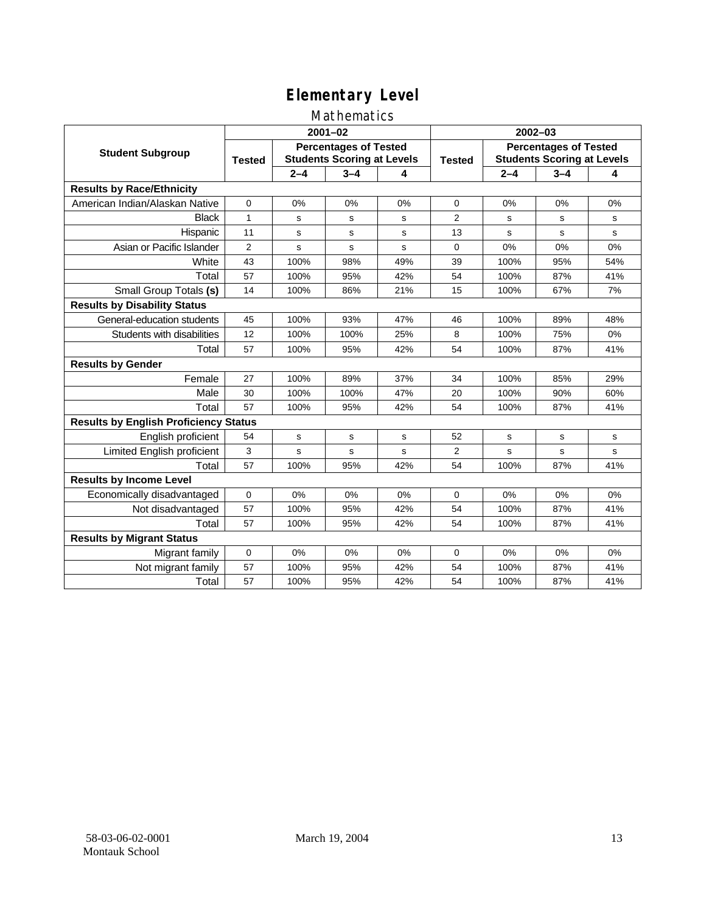# Elementary Level

## Mathematics

| Student Subgroup | 2001–02 | | | | 2002–03 | | | |
|---|---|---|---|---|---|---|---|---|
| | Tested | Percentages of Tested Students Scoring at Levels | | | Tested | Percentages of Tested Students Scoring at Levels | | |
| | | 2–4 | 3–4 | 4 | | 2–4 | 3–4 | 4 |
| **Results by Race/Ethnicity** | | | | | | | | |
| American Indian/Alaskan Native | 0 | 0% | 0% | 0% | 0 | 0% | 0% | 0% |
| Black | 1 | s | s | s | 2 | s | s | s |
| Hispanic | 11 | s | s | s | 13 | s | s | s |
| Asian or Pacific Islander | 2 | s | s | s | 0 | 0% | 0% | 0% |
| White | 43 | 100% | 98% | 49% | 39 | 100% | 95% | 54% |
| Total | 57 | 100% | 95% | 42% | 54 | 100% | 87% | 41% |
| Small Group Totals **(s)** | 14 | 100% | 86% | 21% | 15 | 100% | 67% | 7% |
| **Results by Disability Status** | | | | | | | | |
| General-education students | 45 | 100% | 93% | 47% | 46 | 100% | 89% | 48% |
| Students with disabilities | 12 | 100% | 100% | 25% | 8 | 100% | 75% | 0% |
| Total | 57 | 100% | 95% | 42% | 54 | 100% | 87% | 41% |
| **Results by Gender** | | | | | | | | |
| Female | 27 | 100% | 89% | 37% | 34 | 100% | 85% | 29% |
| Male | 30 | 100% | 100% | 47% | 20 | 100% | 90% | 60% |
| Total | 57 | 100% | 95% | 42% | 54 | 100% | 87% | 41% |
| **Results by English Proficiency Status** | | | | | | | | |
| English proficient | 54 | s | s | s | 52 | s | s | s |
| Limited English proficient | 3 | s | s | s | 2 | s | s | s |
| Total | 57 | 100% | 95% | 42% | 54 | 100% | 87% | 41% |
| **Results by Income Level** | | | | | | | | |
| Economically disadvantaged | 0 | 0% | 0% | 0% | 0 | 0% | 0% | 0% |
| Not disadvantaged | 57 | 100% | 95% | 42% | 54 | 100% | 87% | 41% |
| Total | 57 | 100% | 95% | 42% | 54 | 100% | 87% | 41% |
| **Results by Migrant Status** | | | | | | | | |
| Migrant family | 0 | 0% | 0% | 0% | 0 | 0% | 0% | 0% |
| Not migrant family | 57 | 100% | 95% | 42% | 54 | 100% | 87% | 41% |
| Total | 57 | 100% | 95% | 42% | 54 | 100% | 87% | 41% |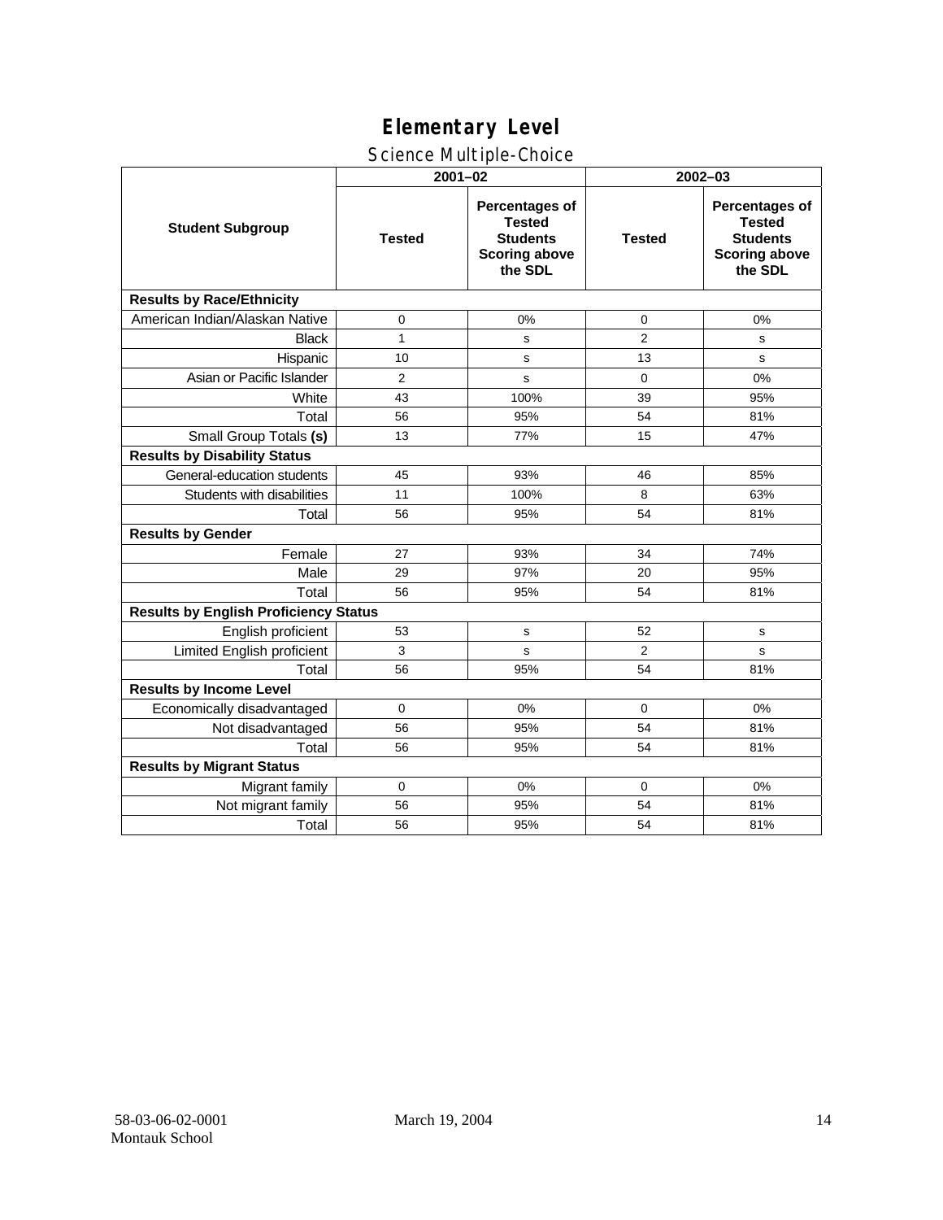# Elementary Level

## Science Multiple-Choice

| Student Subgroup | 2001–02 | | 2002–03 | |
|---|---|---|---|---|
| | Tested | Percentages of Tested Students Scoring above the SDL | Tested | Percentages of Tested Students Scoring above the SDL |
| **Results by Race/Ethnicity** | | | | |
| American Indian/Alaskan Native | 0 | 0% | 0 | 0% |
| Black | 1 | s | 2 | s |
| Hispanic | 10 | s | 13 | s |
| Asian or Pacific Islander | 2 | s | 0 | 0% |
| White | 43 | 100% | 39 | 95% |
| Total | 56 | 95% | 54 | 81% |
| Small Group Totals **(s)** | 13 | 77% | 15 | 47% |
| **Results by Disability Status** | | | | |
| General-education students | 45 | 93% | 46 | 85% |
| Students with disabilities | 11 | 100% | 8 | 63% |
| Total | 56 | 95% | 54 | 81% |
| **Results by Gender** | | | | |
| Female | 27 | 93% | 34 | 74% |
| Male | 29 | 97% | 20 | 95% |
| Total | 56 | 95% | 54 | 81% |
| **Results by English Proficiency Status** | | | | |
| English proficient | 53 | s | 52 | s |
| Limited English proficient | 3 | s | 2 | s |
| Total | 56 | 95% | 54 | 81% |
| **Results by Income Level** | | | | |
| Economically disadvantaged | 0 | 0% | 0 | 0% |
| Not disadvantaged | 56 | 95% | 54 | 81% |
| Total | 56 | 95% | 54 | 81% |
| **Results by Migrant Status** | | | | |
| Migrant family | 0 | 0% | 0 | 0% |
| Not migrant family | 56 | 95% | 54 | 81% |
| Total | 56 | 95% | 54 | 81% |

58-03-06-02-0001
Montauk School

March 19, 2004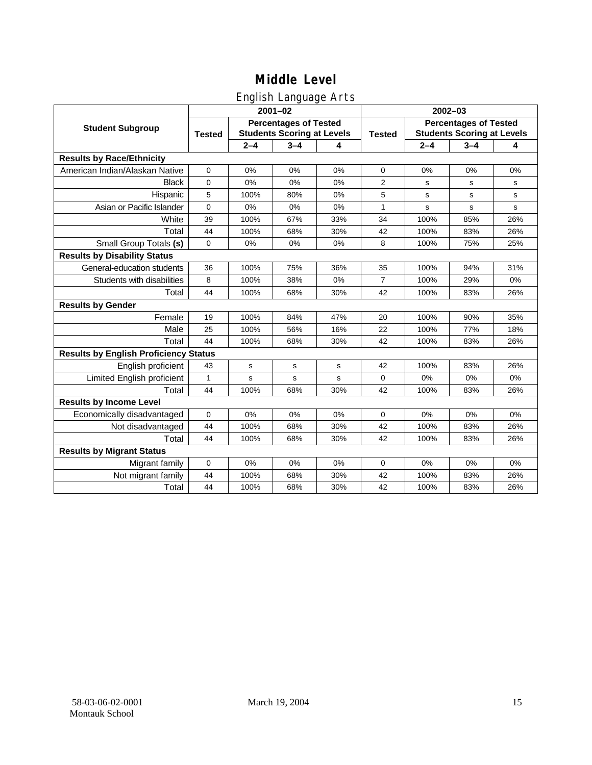# Middle Level

## English Language Arts

| Student Subgroup | 2001–02 | | | | 2002–03 | | | |
|---|---|---|---|---|---|---|---|---|
| | Tested | Percentages of Tested Students Scoring at Levels | | | Tested | Percentages of Tested Students Scoring at Levels | | |
| | | 2–4 | 3–4 | 4 | | 2–4 | 3–4 | 4 |
| **Results by Race/Ethnicity** | | | | | | | | |
| American Indian/Alaskan Native | 0 | 0% | 0% | 0% | 0 | 0% | 0% | 0% |
| Black | 0 | 0% | 0% | 0% | 2 | s | s | s |
| Hispanic | 5 | 100% | 80% | 0% | 5 | s | s | s |
| Asian or Pacific Islander | 0 | 0% | 0% | 0% | 1 | s | s | s |
| White | 39 | 100% | 67% | 33% | 34 | 100% | 85% | 26% |
| Total | 44 | 100% | 68% | 30% | 42 | 100% | 83% | 26% |
| Small Group Totals **(s)** | 0 | 0% | 0% | 0% | 8 | 100% | 75% | 25% |
| **Results by Disability Status** | | | | | | | | |
| General-education students | 36 | 100% | 75% | 36% | 35 | 100% | 94% | 31% |
| Students with disabilities | 8 | 100% | 38% | 0% | 7 | 100% | 29% | 0% |
| Total | 44 | 100% | 68% | 30% | 42 | 100% | 83% | 26% |
| **Results by Gender** | | | | | | | | |
| Female | 19 | 100% | 84% | 47% | 20 | 100% | 90% | 35% |
| Male | 25 | 100% | 56% | 16% | 22 | 100% | 77% | 18% |
| Total | 44 | 100% | 68% | 30% | 42 | 100% | 83% | 26% |
| **Results by English Proficiency Status** | | | | | | | | |
| English proficient | 43 | s | s | s | 42 | 100% | 83% | 26% |
| Limited English proficient | 1 | s | s | s | 0 | 0% | 0% | 0% |
| Total | 44 | 100% | 68% | 30% | 42 | 100% | 83% | 26% |
| **Results by Income Level** | | | | | | | | |
| Economically disadvantaged | 0 | 0% | 0% | 0% | 0 | 0% | 0% | 0% |
| Not disadvantaged | 44 | 100% | 68% | 30% | 42 | 100% | 83% | 26% |
| Total | 44 | 100% | 68% | 30% | 42 | 100% | 83% | 26% |
| **Results by Migrant Status** | | | | | | | | |
| Migrant family | 0 | 0% | 0% | 0% | 0 | 0% | 0% | 0% |
| Not migrant family | 44 | 100% | 68% | 30% | 42 | 100% | 83% | 26% |
| Total | 44 | 100% | 68% | 30% | 42 | 100% | 83% | 26% |

58-03-06-02-0001
Montauk School

March 19, 2004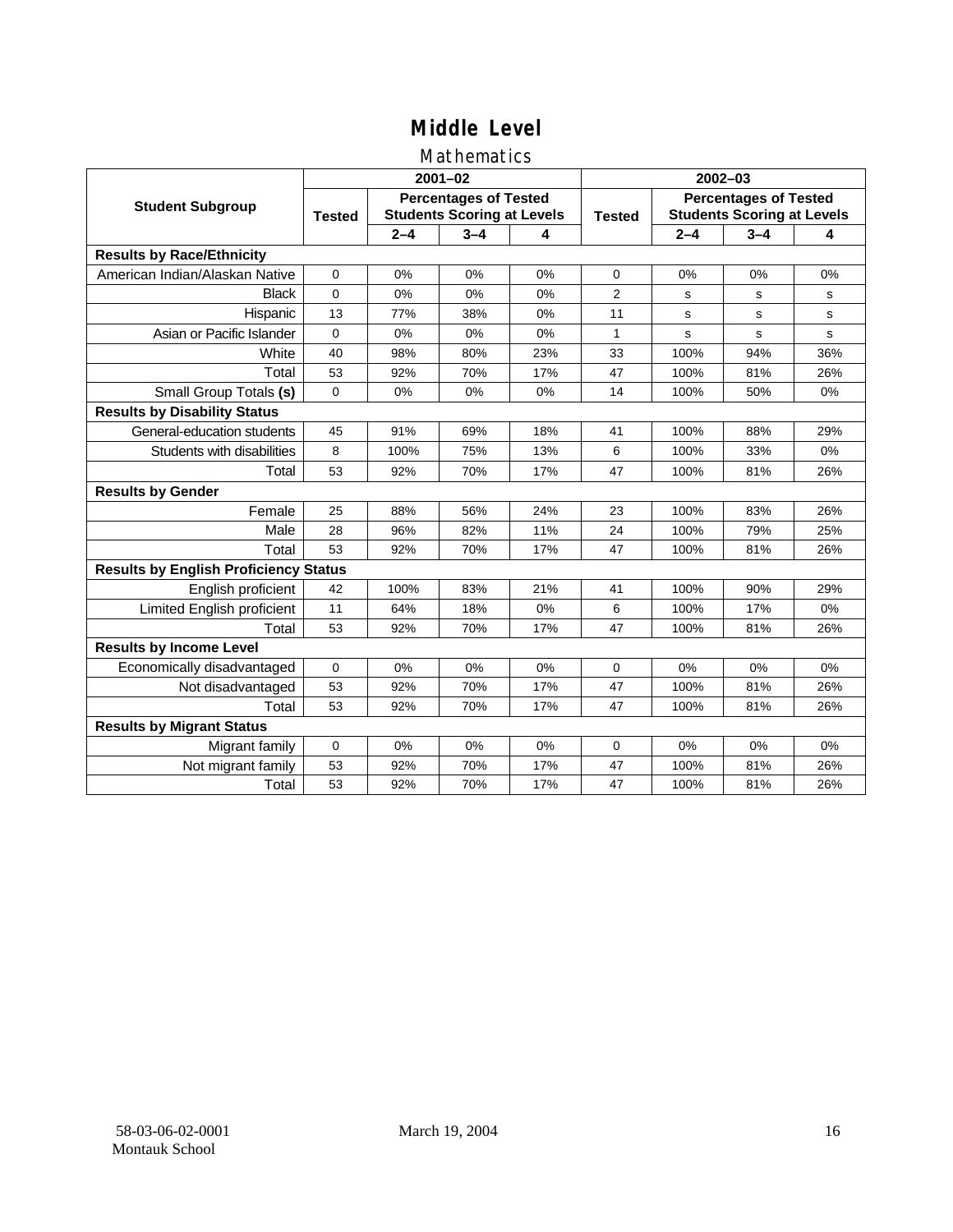# Middle Level

## Mathematics

| Student Subgroup | 2001–02 | | | | 2002–03 | | | |
|---|---|---|---|---|---|---|---|---|
| | Tested | Percentages of Tested Students Scoring at Levels | | | Tested | Percentages of Tested Students Scoring at Levels | | |
| | | 2–4 | 3–4 | 4 | | 2–4 | 3–4 | 4 |
| **Results by Race/Ethnicity** | | | | | | | | |
| American Indian/Alaskan Native | 0 | 0% | 0% | 0% | 0 | 0% | 0% | 0% |
| Black | 0 | 0% | 0% | 0% | 2 | s | s | s |
| Hispanic | 13 | 77% | 38% | 0% | 11 | s | s | s |
| Asian or Pacific Islander | 0 | 0% | 0% | 0% | 1 | s | s | s |
| White | 40 | 98% | 80% | 23% | 33 | 100% | 94% | 36% |
| Total | 53 | 92% | 70% | 17% | 47 | 100% | 81% | 26% |
| Small Group Totals **(s)** | 0 | 0% | 0% | 0% | 14 | 100% | 50% | 0% |
| **Results by Disability Status** | | | | | | | | |
| General-education students | 45 | 91% | 69% | 18% | 41 | 100% | 88% | 29% |
| Students with disabilities | 8 | 100% | 75% | 13% | 6 | 100% | 33% | 0% |
| Total | 53 | 92% | 70% | 17% | 47 | 100% | 81% | 26% |
| **Results by Gender** | | | | | | | | |
| Female | 25 | 88% | 56% | 24% | 23 | 100% | 83% | 26% |
| Male | 28 | 96% | 82% | 11% | 24 | 100% | 79% | 25% |
| Total | 53 | 92% | 70% | 17% | 47 | 100% | 81% | 26% |
| **Results by English Proficiency Status** | | | | | | | | |
| English proficient | 42 | 100% | 83% | 21% | 41 | 100% | 90% | 29% |
| Limited English proficient | 11 | 64% | 18% | 0% | 6 | 100% | 17% | 0% |
| Total | 53 | 92% | 70% | 17% | 47 | 100% | 81% | 26% |
| **Results by Income Level** | | | | | | | | |
| Economically disadvantaged | 0 | 0% | 0% | 0% | 0 | 0% | 0% | 0% |
| Not disadvantaged | 53 | 92% | 70% | 17% | 47 | 100% | 81% | 26% |
| Total | 53 | 92% | 70% | 17% | 47 | 100% | 81% | 26% |
| **Results by Migrant Status** | | | | | | | | |
| Migrant family | 0 | 0% | 0% | 0% | 0 | 0% | 0% | 0% |
| Not migrant family | 53 | 92% | 70% | 17% | 47 | 100% | 81% | 26% |
| Total | 53 | 92% | 70% | 17% | 47 | 100% | 81% | 26% |

58-03-06-02-0001 Montauk School — March 19, 2004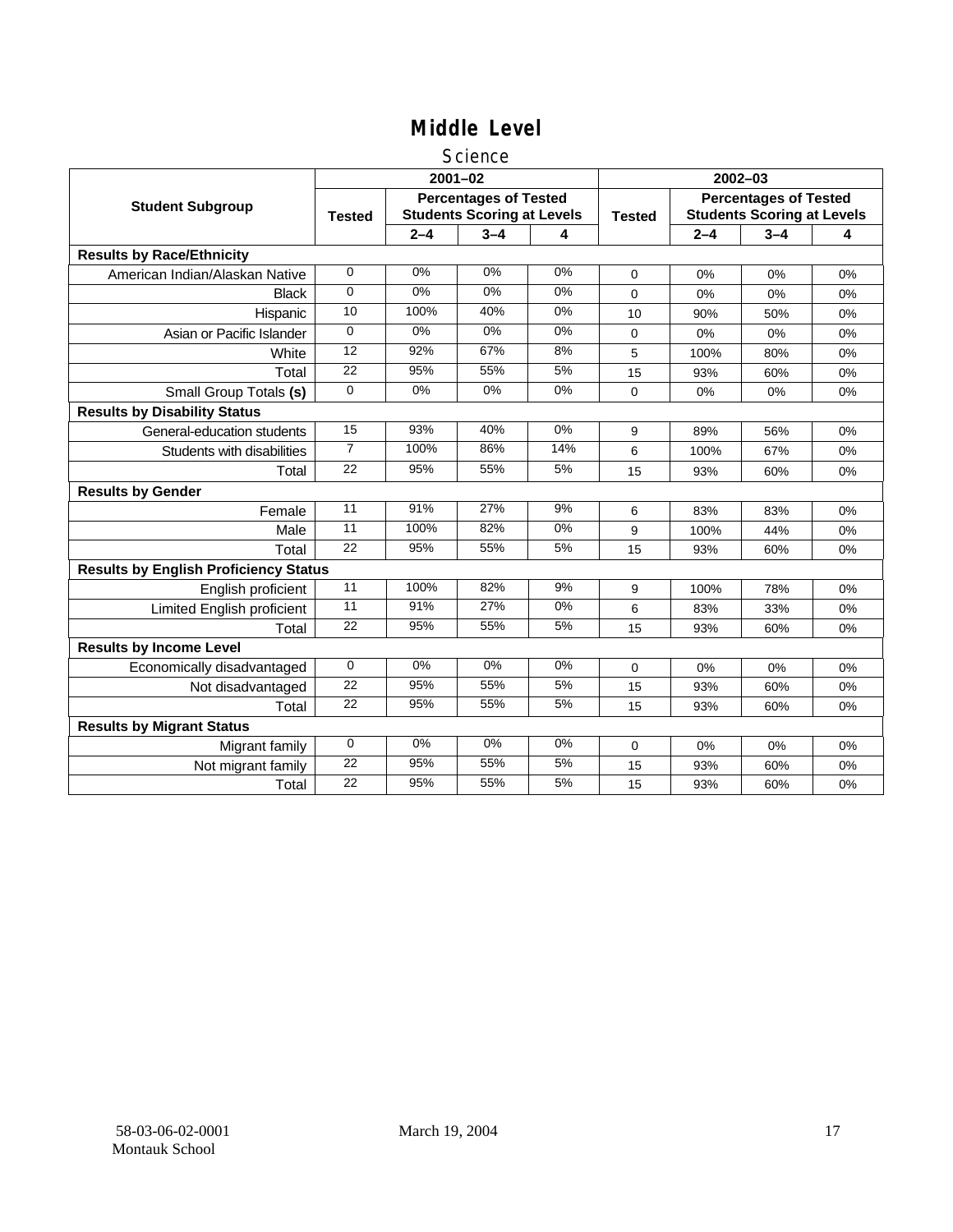# Middle Level

## Science

| Student Subgroup | 2001–02 | | | | 2002–03 | | | |
|---|---|---|---|---|---|---|---|---|
| | Tested | Percentages of Tested Students Scoring at Levels | | | Tested | Percentages of Tested Students Scoring at Levels | | |
| | | 2–4 | 3–4 | 4 | | 2–4 | 3–4 | 4 |
| **Results by Race/Ethnicity** | | | | | | | | |
| American Indian/Alaskan Native | 0 | 0% | 0% | 0% | 0 | 0% | 0% | 0% |
| Black | 0 | 0% | 0% | 0% | 0 | 0% | 0% | 0% |
| Hispanic | 10 | 100% | 40% | 0% | 10 | 90% | 50% | 0% |
| Asian or Pacific Islander | 0 | 0% | 0% | 0% | 0 | 0% | 0% | 0% |
| White | 12 | 92% | 67% | 8% | 5 | 100% | 80% | 0% |
| Total | 22 | 95% | 55% | 5% | 15 | 93% | 60% | 0% |
| Small Group Totals **(s)** | 0 | 0% | 0% | 0% | 0 | 0% | 0% | 0% |
| **Results by Disability Status** | | | | | | | | |
| General-education students | 15 | 93% | 40% | 0% | 9 | 89% | 56% | 0% |
| Students with disabilities | 7 | 100% | 86% | 14% | 6 | 100% | 67% | 0% |
| Total | 22 | 95% | 55% | 5% | 15 | 93% | 60% | 0% |
| **Results by Gender** | | | | | | | | |
| Female | 11 | 91% | 27% | 9% | 6 | 83% | 83% | 0% |
| Male | 11 | 100% | 82% | 0% | 9 | 100% | 44% | 0% |
| Total | 22 | 95% | 55% | 5% | 15 | 93% | 60% | 0% |
| **Results by English Proficiency Status** | | | | | | | | |
| English proficient | 11 | 100% | 82% | 9% | 9 | 100% | 78% | 0% |
| Limited English proficient | 11 | 91% | 27% | 0% | 6 | 83% | 33% | 0% |
| Total | 22 | 95% | 55% | 5% | 15 | 93% | 60% | 0% |
| **Results by Income Level** | | | | | | | | |
| Economically disadvantaged | 0 | 0% | 0% | 0% | 0 | 0% | 0% | 0% |
| Not disadvantaged | 22 | 95% | 55% | 5% | 15 | 93% | 60% | 0% |
| Total | 22 | 95% | 55% | 5% | 15 | 93% | 60% | 0% |
| **Results by Migrant Status** | | | | | | | | |
| Migrant family | 0 | 0% | 0% | 0% | 0 | 0% | 0% | 0% |
| Not migrant family | 22 | 95% | 55% | 5% | 15 | 93% | 60% | 0% |
| Total | 22 | 95% | 55% | 5% | 15 | 93% | 60% | 0% |

58-03-06-02-0001 Montauk School    March 19, 2004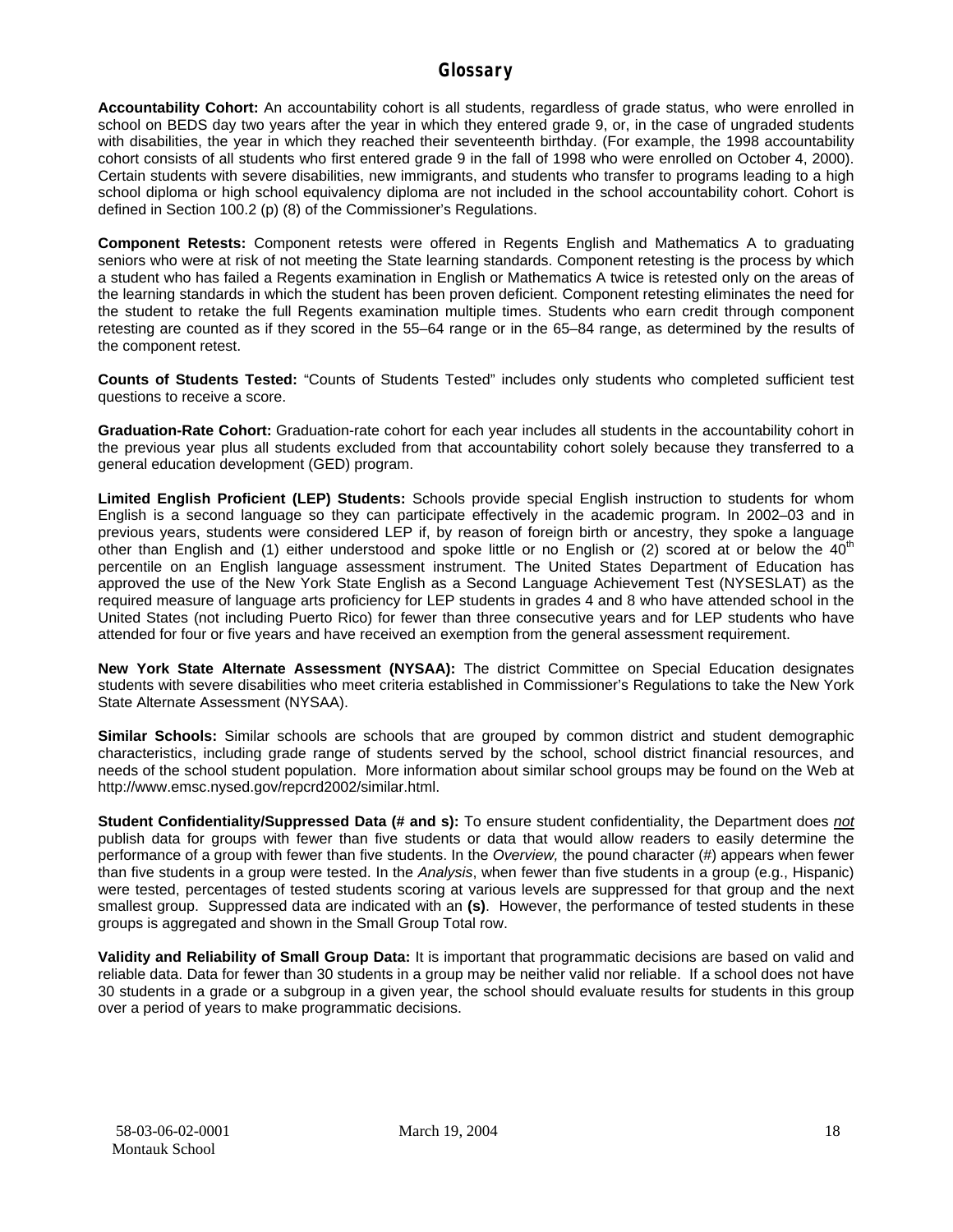## Glossary

**Accountability Cohort:** An accountability cohort is all students, regardless of grade status, who were enrolled in school on BEDS day two years after the year in which they entered grade 9, or, in the case of ungraded students with disabilities, the year in which they reached their seventeenth birthday. (For example, the 1998 accountability cohort consists of all students who first entered grade 9 in the fall of 1998 who were enrolled on October 4, 2000). Certain students with severe disabilities, new immigrants, and students who transfer to programs leading to a high school diploma or high school equivalency diploma are not included in the school accountability cohort. Cohort is defined in Section 100.2 (p) (8) of the Commissioner's Regulations.

**Component Retests:** Component retests were offered in Regents English and Mathematics A to graduating seniors who were at risk of not meeting the State learning standards. Component retesting is the process by which a student who has failed a Regents examination in English or Mathematics A twice is retested only on the areas of the learning standards in which the student has been proven deficient. Component retesting eliminates the need for the student to retake the full Regents examination multiple times. Students who earn credit through component retesting are counted as if they scored in the 55–64 range or in the 65–84 range, as determined by the results of the component retest.

**Counts of Students Tested:** "Counts of Students Tested" includes only students who completed sufficient test questions to receive a score.

**Graduation-Rate Cohort:** Graduation-rate cohort for each year includes all students in the accountability cohort in the previous year plus all students excluded from that accountability cohort solely because they transferred to a general education development (GED) program.

**Limited English Proficient (LEP) Students:** Schools provide special English instruction to students for whom English is a second language so they can participate effectively in the academic program. In 2002–03 and in previous years, students were considered LEP if, by reason of foreign birth or ancestry, they spoke a language other than English and (1) either understood and spoke little or no English or (2) scored at or below the 40th percentile on an English language assessment instrument. The United States Department of Education has approved the use of the New York State English as a Second Language Achievement Test (NYSESLAT) as the required measure of language arts proficiency for LEP students in grades 4 and 8 who have attended school in the United States (not including Puerto Rico) for fewer than three consecutive years and for LEP students who have attended for four or five years and have received an exemption from the general assessment requirement.

**New York State Alternate Assessment (NYSAA):** The district Committee on Special Education designates students with severe disabilities who meet criteria established in Commissioner's Regulations to take the New York State Alternate Assessment (NYSAA).

**Similar Schools:** Similar schools are schools that are grouped by common district and student demographic characteristics, including grade range of students served by the school, school district financial resources, and needs of the school student population. More information about similar school groups may be found on the Web at http://www.emsc.nysed.gov/repcrd2002/similar.html.

**Student Confidentiality/Suppressed Data (# and s):** To ensure student confidentiality, the Department does *not* publish data for groups with fewer than five students or data that would allow readers to easily determine the performance of a group with fewer than five students. In the *Overview,* the pound character (#) appears when fewer than five students in a group were tested. In the *Analysis*, when fewer than five students in a group (e.g., Hispanic) were tested, percentages of tested students scoring at various levels are suppressed for that group and the next smallest group. Suppressed data are indicated with an **(s)**. However, the performance of tested students in these groups is aggregated and shown in the Small Group Total row.

**Validity and Reliability of Small Group Data:** It is important that programmatic decisions are based on valid and reliable data. Data for fewer than 30 students in a group may be neither valid nor reliable. If a school does not have 30 students in a grade or a subgroup in a given year, the school should evaluate results for students in this group over a period of years to make programmatic decisions.